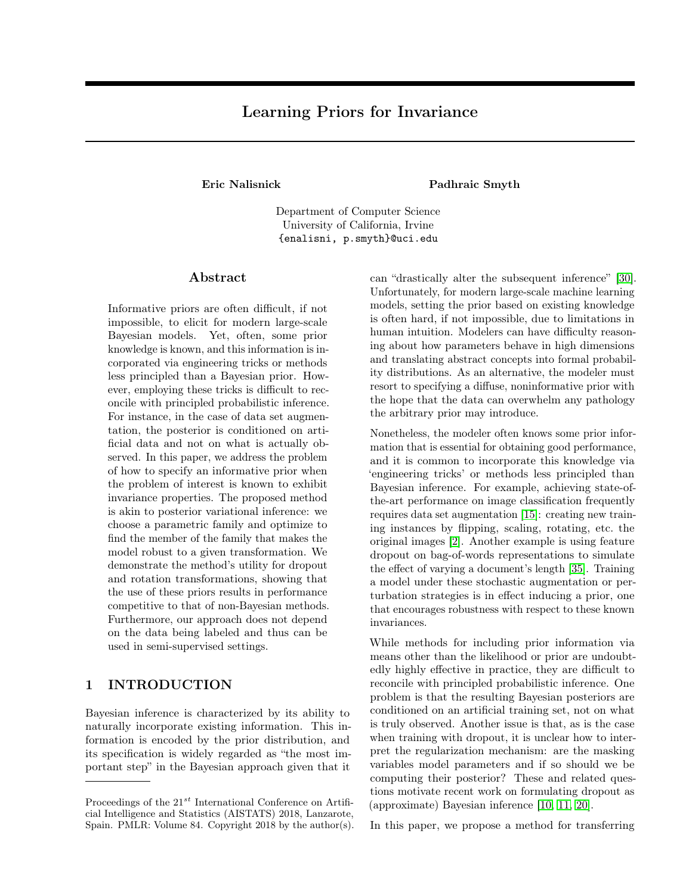# Learning Priors for Invariance

**Eric Nalisnick** **Padhraic Smyth**

Department of Computer Science
University of California, Irvine
`{enalisni, p.smyth}@uci.edu`

## Abstract

Informative priors are often difficult, if not impossible, to elicit for modern large-scale Bayesian models. Yet, often, some prior knowledge is known, and this information is incorporated via engineering tricks or methods less principled than a Bayesian prior. However, employing these tricks is difficult to reconcile with principled probabilistic inference. For instance, in the case of data set augmentation, the posterior is conditioned on artificial data and not on what is actually observed. In this paper, we address the problem of how to specify an informative prior when the problem of interest is known to exhibit invariance properties. The proposed method is akin to posterior variational inference: we choose a parametric family and optimize to find the member of the family that makes the model robust to a given transformation. We demonstrate the method's utility for dropout and rotation transformations, showing that the use of these priors results in performance competitive to that of non-Bayesian methods. Furthermore, our approach does not depend on the data being labeled and thus can be used in semi-supervised settings.

## 1 INTRODUCTION

Bayesian inference is characterized by its ability to naturally incorporate existing information. This information is encoded by the prior distribution, and its specification is widely regarded as "the most important step" in the Bayesian approach given that it can "drastically alter the subsequent inference" [30]. Unfortunately, for modern large-scale machine learning models, setting the prior based on existing knowledge is often hard, if not impossible, due to limitations in human intuition. Modelers can have difficulty reasoning about how parameters behave in high dimensions and translating abstract concepts into formal probability distributions. As an alternative, the modeler must resort to specifying a diffuse, noninformative prior with the hope that the data can overwhelm any pathology the arbitrary prior may introduce.

Nonetheless, the modeler often knows some prior information that is essential for obtaining good performance, and it is common to incorporate this knowledge via 'engineering tricks' or methods less principled than Bayesian inference. For example, achieving state-of-the-art performance on image classification frequently requires data set augmentation [15]: creating new training instances by flipping, scaling, rotating, etc. the original images [2]. Another example is using feature dropout on bag-of-words representations to simulate the effect of varying a document's length [35]. Training a model under these stochastic augmentation or perturbation strategies is in effect inducing a prior, one that encourages robustness with respect to these known invariances.

While methods for including prior information via means other than the likelihood or prior are undoubtedly highly effective in practice, they are difficult to reconcile with principled probabilistic inference. One problem is that the resulting Bayesian posteriors are conditioned on an artificial training set, not on what is truly observed. Another issue is that, as is the case when training with dropout, it is unclear how to interpret the regularization mechanism: are the masking variables model parameters and if so should we be computing their posterior? These and related questions motivate recent work on formulating dropout as (approximate) Bayesian inference [10, 11, 20].

In this paper, we propose a method for transferring

---

Proceedings of the 21[st] International Conference on Artificial Intelligence and Statistics (AISTATS) 2018, Lanzarote, Spain. PMLR: Volume 84. Copyright 2018 by the author(s).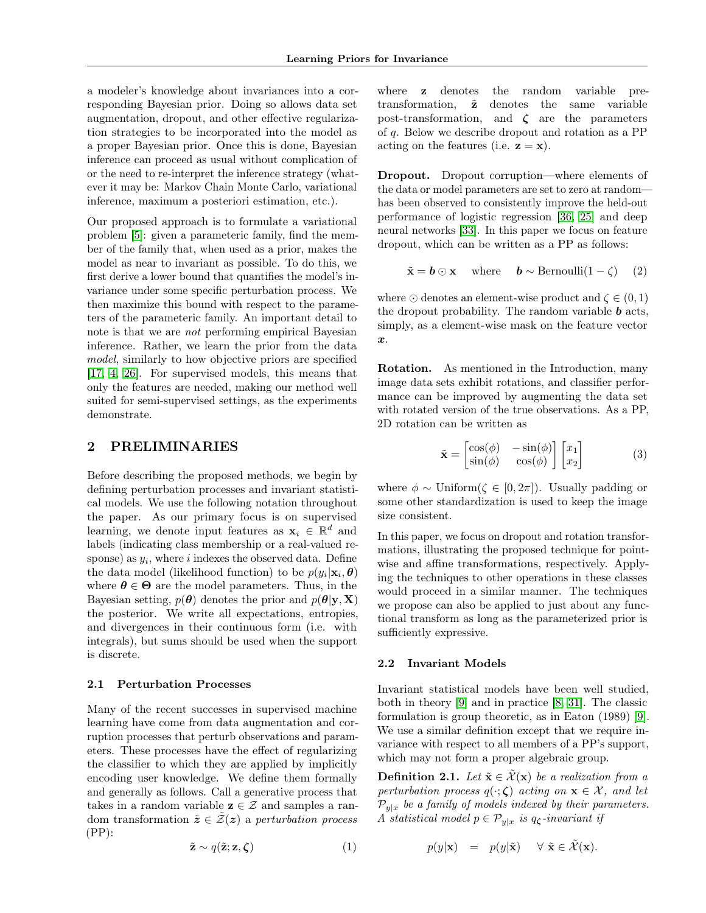a modeler's knowledge about invariances into a corresponding Bayesian prior. Doing so allows data set augmentation, dropout, and other effective regularization strategies to be incorporated into the model as a proper Bayesian prior. Once this is done, Bayesian inference can proceed as usual without complication of or the need to re-interpret the inference strategy (whatever it may be: Markov Chain Monte Carlo, variational inference, maximum a posteriori estimation, etc.).

Our proposed approach is to formulate a variational problem [5]: given a parameteric family, find the member of the family that, when used as a prior, makes the model as near to invariant as possible. To do this, we first derive a lower bound that quantifies the model's invariance under some specific perturbation process. We then maximize this bound with respect to the parameters of the parameteric family. An important detail to note is that we are *not* performing empirical Bayesian inference. Rather, we learn the prior from the data *model*, similarly to how objective priors are specified [17, 4, 26]. For supervised models, this means that only the features are needed, making our method well suited for semi-supervised settings, as the experiments demonstrate.

## 2 PRELIMINARIES

Before describing the proposed methods, we begin by defining perturbation processes and invariant statistical models. We use the following notation throughout the paper. As our primary focus is on supervised learning, we denote input features as $\mathbf{x}_i \in \mathbb{R}^d$ and labels (indicating class membership or a real-valued response) as $y_i$, where $i$ indexes the observed data. Define the data model (likelihood function) to be $p(y_i|\mathbf{x}_i, \boldsymbol{\theta})$ where $\boldsymbol{\theta} \in \boldsymbol{\Theta}$ are the model parameters. Thus, in the Bayesian setting, $p(\boldsymbol{\theta})$ denotes the prior and $p(\boldsymbol{\theta}|\mathbf{y}, \mathbf{X})$ the posterior. We write all expectations, entropies, and divergences in their continuous form (i.e. with integrals), but sums should be used when the support is discrete.

### 2.1 Perturbation Processes

Many of the recent successes in supervised machine learning have come from data augmentation and corruption processes that perturb observations and parameters. These processes have the effect of regularizing the classifier to which they are applied by implicitly encoding user knowledge. We define them formally and generally as follows. Call a generative process that takes in a random variable $\mathbf{z} \in \mathcal{Z}$ and samples a random transformation $\tilde{\boldsymbol{z}} \in \tilde{\mathcal{Z}}(\boldsymbol{z})$ a *perturbation process* (PP):

$$\tilde{\mathbf{z}} \sim q(\tilde{\mathbf{z}}; \mathbf{z}, \boldsymbol{\zeta}) \tag{1}$$

where $\mathbf{z}$ denotes the random variable pre-transformation, $\tilde{\mathbf{z}}$ denotes the same variable post-transformation, and $\boldsymbol{\zeta}$ are the parameters of $q$. Below we describe dropout and rotation as a PP acting on the features (i.e. $\mathbf{z} = \mathbf{x}$).

**Dropout.** Dropout corruption—where elements of the data or model parameters are set to zero at random—has been observed to consistently improve the held-out performance of logistic regression [36, 25] and deep neural networks [33]. In this paper we focus on feature dropout, which can be written as a PP as follows:

$$\tilde{\mathbf{x}} = \boldsymbol{b} \odot \mathbf{x} \quad \text{where} \quad \boldsymbol{b} \sim \text{Bernoulli}(1 - \zeta) \tag{2}$$

where $\odot$ denotes an element-wise product and $\zeta \in (0, 1)$ the dropout probability. The random variable $\boldsymbol{b}$ acts, simply, as a element-wise mask on the feature vector $\boldsymbol{x}$.

**Rotation.** As mentioned in the Introduction, many image data sets exhibit rotations, and classifier performance can be improved by augmenting the data set with rotated version of the true observations. As a PP, 2D rotation can be written as

$$\tilde{\mathbf{x}} = \begin{bmatrix} \cos(\phi) & -\sin(\phi) \\ \sin(\phi) & \cos(\phi) \end{bmatrix} \begin{bmatrix} x_1 \\ x_2 \end{bmatrix} \tag{3}$$

where $\phi \sim \text{Uniform}(\zeta \in [0, 2\pi])$. Usually padding or some other standardization is used to keep the image size consistent.

In this paper, we focus on dropout and rotation transformations, illustrating the proposed technique for point-wise and affine transformations, respectively. Applying the techniques to other operations in these classes would proceed in a similar manner. The techniques we propose can also be applied to just about any functional transform as long as the parameterized prior is sufficiently expressive.

### 2.2 Invariant Models

Invariant statistical models have been well studied, both in theory [9] and in practice [8, 31]. The classic formulation is group theoretic, as in Eaton (1989) [9]. We use a similar definition except that we require invariance with respect to all members of a PP's support, which may not form a proper algebraic group.

**Definition 2.1.** *Let $\tilde{\mathbf{x}} \in \tilde{\mathcal{X}}(\mathbf{x})$ be a realization from a perturbation process $q(\cdot; \boldsymbol{\zeta})$ acting on $\mathbf{x} \in \mathcal{X}$, and let $\mathcal{P}_{y|x}$ be a family of models indexed by their parameters. A statistical model $p \in \mathcal{P}_{y|x}$ is $q_{\boldsymbol{\zeta}}$-invariant if*

$$p(y|\mathbf{x}) \quad = \quad p(y|\tilde{\mathbf{x}}) \quad \forall\ \tilde{\mathbf{x}} \in \tilde{\mathcal{X}}(\mathbf{x}).$$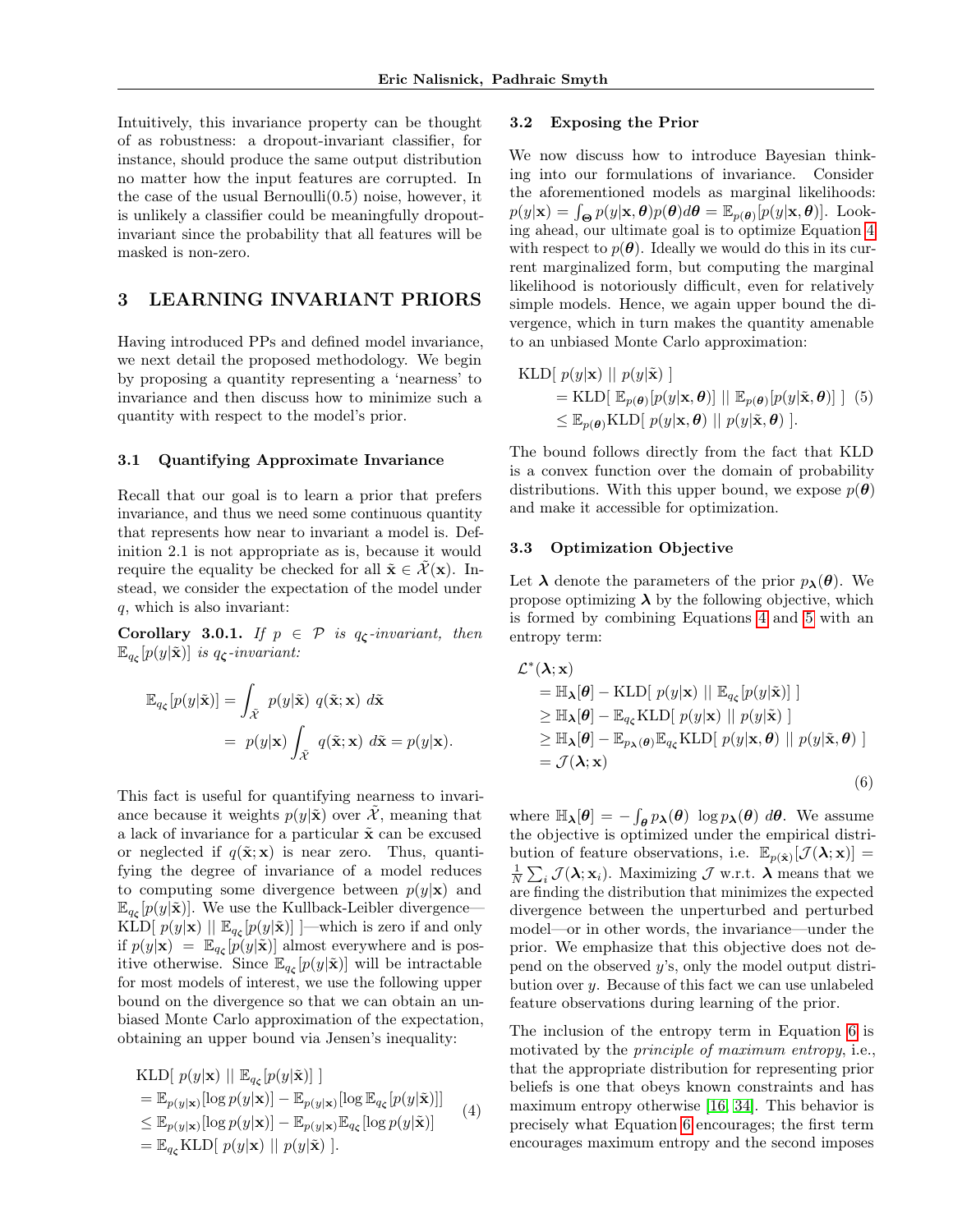Intuitively, this invariance property can be thought of as robustness: a dropout-invariant classifier, for instance, should produce the same output distribution no matter how the input features are corrupted. In the case of the usual Bernoulli(0.5) noise, however, it is unlikely a classifier could be meaningfully dropout-invariant since the probability that all features will be masked is non-zero.

# 3 LEARNING INVARIANT PRIORS

Having introduced PPs and defined model invariance, we next detail the proposed methodology. We begin by proposing a quantity representing a 'nearness' to invariance and then discuss how to minimize such a quantity with respect to the model's prior.

### 3.1 Quantifying Approximate Invariance

Recall that our goal is to learn a prior that prefers invariance, and thus we need some continuous quantity that represents how near to invariant a model is. Definition 2.1 is not appropriate as is, because it would require the equality be checked for all $\tilde{\mathbf{x}} \in \tilde{\mathcal{X}}(\mathbf{x})$. Instead, we consider the expectation of the model under $q$, which is also invariant:

**Corollary 3.0.1.** *If $p \in \mathcal{P}$ is $q_{\boldsymbol{\zeta}}$-invariant, then $\mathbb{E}_{q_{\boldsymbol{\zeta}}}[p(y|\tilde{\mathbf{x}})]$ is $q_{\boldsymbol{\zeta}}$-invariant:*

$$
\begin{aligned}
\mathbb{E}_{q_{\boldsymbol{\zeta}}}[p(y|\tilde{\mathbf{x}})] &= \int_{\tilde{\mathcal{X}}} p(y|\tilde{\mathbf{x}}) \; q(\tilde{\mathbf{x}}; \mathbf{x}) \; d\tilde{\mathbf{x}} \\
&= \; p(y|\mathbf{x}) \int_{\tilde{\mathcal{X}}} q(\tilde{\mathbf{x}}; \mathbf{x}) \; d\tilde{\mathbf{x}} = p(y|\mathbf{x}).
\end{aligned}
$$

This fact is useful for quantifying nearness to invariance because it weights $p(y|\tilde{\mathbf{x}})$ over $\tilde{\mathcal{X}}$, meaning that a lack of invariance for a particular $\tilde{\mathbf{x}}$ can be excused or neglected if $q(\tilde{\mathbf{x}}; \mathbf{x})$ is near zero. Thus, quantifying the degree of invariance of a model reduces to computing some divergence between $p(y|\mathbf{x})$ and $\mathbb{E}_{q_{\boldsymbol{\zeta}}}[p(y|\tilde{\mathbf{x}})]$. We use the Kullback-Leibler divergence—$\text{KLD}[\; p(y|\mathbf{x}) \;||\; \mathbb{E}_{q_{\boldsymbol{\zeta}}}[p(y|\tilde{\mathbf{x}})] \;]$—which is zero if and only if $p(y|\mathbf{x}) = \mathbb{E}_{q_{\boldsymbol{\zeta}}}[p(y|\tilde{\mathbf{x}})]$ almost everywhere and is positive otherwise. Since $\mathbb{E}_{q_{\boldsymbol{\zeta}}}[p(y|\tilde{\mathbf{x}})]$ will be intractable for most models of interest, we use the following upper bound on the divergence so that we can obtain an unbiased Monte Carlo approximation of the expectation, obtaining an upper bound via Jensen's inequality:

$$
\begin{aligned}
&\text{KLD}[\; p(y|\mathbf{x}) \;||\; \mathbb{E}_{q_{\boldsymbol{\zeta}}}[p(y|\tilde{\mathbf{x}})] \;] \\
&= \mathbb{E}_{p(y|\mathbf{x})}[\log p(y|\mathbf{x})] - \mathbb{E}_{p(y|\mathbf{x})}[\log \mathbb{E}_{q_{\boldsymbol{\zeta}}}[p(y|\tilde{\mathbf{x}})]] \\
&\leq \mathbb{E}_{p(y|\mathbf{x})}[\log p(y|\mathbf{x})] - \mathbb{E}_{p(y|\mathbf{x})}\mathbb{E}_{q_{\boldsymbol{\zeta}}}[\log p(y|\tilde{\mathbf{x}})] \\
&= \mathbb{E}_{q_{\boldsymbol{\zeta}}}\text{KLD}[\; p(y|\mathbf{x}) \;||\; p(y|\tilde{\mathbf{x}}) \;].
\end{aligned} \tag{4}
$$

### 3.2 Exposing the Prior

We now discuss how to introduce Bayesian thinking into our formulations of invariance. Consider the aforementioned models as marginal likelihoods: $p(y|\mathbf{x}) = \int_{\boldsymbol{\Theta}} p(y|\mathbf{x}, \boldsymbol{\theta}) p(\boldsymbol{\theta}) d\boldsymbol{\theta} = \mathbb{E}_{p(\boldsymbol{\theta})}[p(y|\mathbf{x}, \boldsymbol{\theta})]$. Looking ahead, our ultimate goal is to optimize Equation 4 with respect to $p(\boldsymbol{\theta})$. Ideally we would do this in its current marginalized form, but computing the marginal likelihood is notoriously difficult, even for relatively simple models. Hence, we again upper bound the divergence, which in turn makes the quantity amenable to an unbiased Monte Carlo approximation:

$$
\begin{aligned}
\text{KLD}&[\; p(y|\mathbf{x}) \;||\; p(y|\tilde{\mathbf{x}}) \;] \\
&= \text{KLD}[\; \mathbb{E}_{p(\boldsymbol{\theta})}[p(y|\mathbf{x}, \boldsymbol{\theta})] \;||\; \mathbb{E}_{p(\boldsymbol{\theta})}[p(y|\tilde{\mathbf{x}}, \boldsymbol{\theta})] \;] \\
&\leq \mathbb{E}_{p(\boldsymbol{\theta})}\text{KLD}[\; p(y|\mathbf{x}, \boldsymbol{\theta}) \;||\; p(y|\tilde{\mathbf{x}}, \boldsymbol{\theta}) \;].
\end{aligned} \tag{5}
$$

The bound follows directly from the fact that KLD is a convex function over the domain of probability distributions. With this upper bound, we expose $p(\boldsymbol{\theta})$ and make it accessible for optimization.

### 3.3 Optimization Objective

Let $\boldsymbol{\lambda}$ denote the parameters of the prior $p_{\boldsymbol{\lambda}}(\boldsymbol{\theta})$. We propose optimizing $\boldsymbol{\lambda}$ by the following objective, which is formed by combining Equations 4 and 5 with an entropy term:

$$
\begin{aligned}
\mathcal{L}^{*}&(\boldsymbol{\lambda}; \mathbf{x}) \\
&= \mathbb{H}_{\boldsymbol{\lambda}}[\boldsymbol{\theta}] - \text{KLD}[\; p(y|\mathbf{x}) \;||\; \mathbb{E}_{q_{\boldsymbol{\zeta}}}[p(y|\tilde{\mathbf{x}})] \;] \\
&\geq \mathbb{H}_{\boldsymbol{\lambda}}[\boldsymbol{\theta}] - \mathbb{E}_{q_{\boldsymbol{\zeta}}}\text{KLD}[\; p(y|\mathbf{x}) \;||\; p(y|\tilde{\mathbf{x}}) \;] \\
&\geq \mathbb{H}_{\boldsymbol{\lambda}}[\boldsymbol{\theta}] - \mathbb{E}_{p_{\boldsymbol{\lambda}}(\boldsymbol{\theta})}\mathbb{E}_{q_{\boldsymbol{\zeta}}}\text{KLD}[\; p(y|\mathbf{x}, \boldsymbol{\theta}) \;||\; p(y|\tilde{\mathbf{x}}, \boldsymbol{\theta}) \;] \\
&= \mathcal{J}(\boldsymbol{\lambda}; \mathbf{x})
\end{aligned} \tag{6}
$$

where $\mathbb{H}_{\boldsymbol{\lambda}}[\boldsymbol{\theta}] = -\int_{\boldsymbol{\theta}} p_{\boldsymbol{\lambda}}(\boldsymbol{\theta}) \; \log p_{\boldsymbol{\lambda}}(\boldsymbol{\theta}) \; d\boldsymbol{\theta}$. We assume the objective is optimized under the empirical distribution of feature observations, i.e. $\mathbb{E}_{p(\hat{\mathbf{x}})}[\mathcal{J}(\boldsymbol{\lambda}; \mathbf{x})] = \frac{1}{N}\sum_i \mathcal{J}(\boldsymbol{\lambda}; \mathbf{x}_i)$. Maximizing $\mathcal{J}$ w.r.t. $\boldsymbol{\lambda}$ means that we are finding the distribution that minimizes the expected divergence between the unperturbed and perturbed model—or in other words, the invariance—under the prior. We emphasize that this objective does not depend on the observed $y$'s, only the model output distribution over $y$. Because of this fact we can use unlabeled feature observations during learning of the prior.

The inclusion of the entropy term in Equation 6 is motivated by the *principle of maximum entropy*, i.e., that the appropriate distribution for representing prior beliefs is one that obeys known constraints and has maximum entropy otherwise [16, 34]. This behavior is precisely what Equation 6 encourages; the first term encourages maximum entropy and the second imposes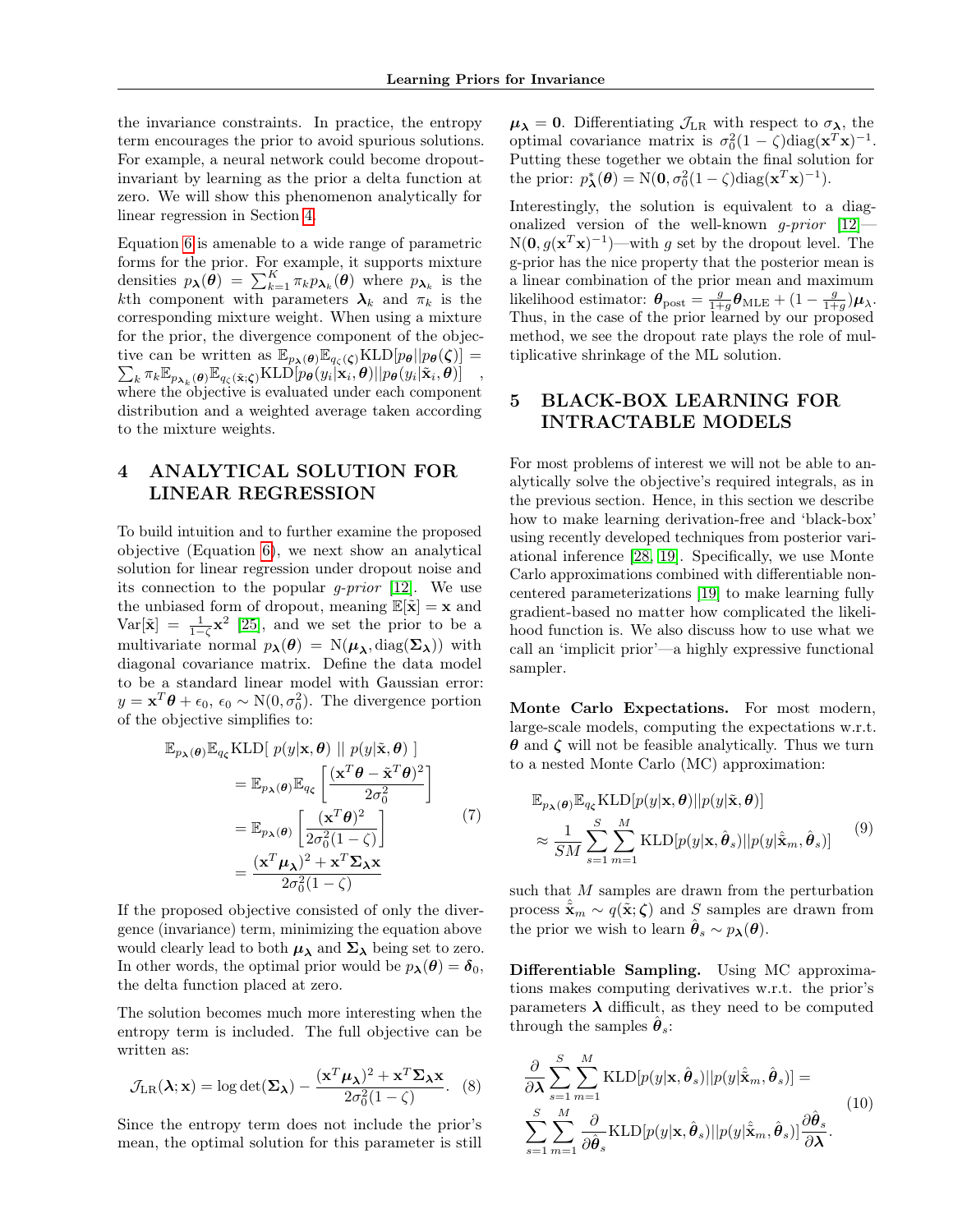the invariance constraints. In practice, the entropy term encourages the prior to avoid spurious solutions. For example, a neural network could become dropout-invariant by learning as the prior a delta function at zero. We will show this phenomenon analytically for linear regression in Section 4.

Equation 6 is amenable to a wide range of parametric forms for the prior. For example, it supports mixture densities $p_{\boldsymbol{\lambda}}(\boldsymbol{\theta}) = \sum_{k=1}^{K} \pi_k p_{\boldsymbol{\lambda}_k}(\boldsymbol{\theta})$ where $p_{\boldsymbol{\lambda}_k}$ is the $k$th component with parameters $\boldsymbol{\lambda}_k$ and $\pi_k$ is the corresponding mixture weight. When using a mixture for the prior, the divergence component of the objective can be written as $\mathbb{E}_{p_{\boldsymbol{\lambda}}(\boldsymbol{\theta})}\mathbb{E}_{q_{\zeta}(\boldsymbol{\zeta})}\text{KLD}[p_{\boldsymbol{\theta}}||p_{\boldsymbol{\theta}}(\boldsymbol{\zeta})] = \sum_k \pi_k \mathbb{E}_{p_{\boldsymbol{\lambda}_k}(\boldsymbol{\theta})}\mathbb{E}_{q_{\zeta}(\tilde{\mathbf{x}};\boldsymbol{\zeta})}\text{KLD}[p_{\boldsymbol{\theta}}(y_i|\mathbf{x}_i,\boldsymbol{\theta})||p_{\boldsymbol{\theta}}(y_i|\tilde{\mathbf{x}}_i,\boldsymbol{\theta})]$, where the objective is evaluated under each component distribution and a weighted average taken according to the mixture weights.

# 4 ANALYTICAL SOLUTION FOR LINEAR REGRESSION

To build intuition and to further examine the proposed objective (Equation 6), we next show an analytical solution for linear regression under dropout noise and its connection to the popular *g-prior* [12]. We use the unbiased form of dropout, meaning $\mathbb{E}[\tilde{\mathbf{x}}] = \mathbf{x}$ and $\text{Var}[\tilde{\mathbf{x}}] = \frac{1}{1-\zeta}\mathbf{x}^2$ [25], and we set the prior to be a multivariate normal $p_{\boldsymbol{\lambda}}(\boldsymbol{\theta}) = \text{N}(\boldsymbol{\mu}_{\boldsymbol{\lambda}}, \text{diag}(\boldsymbol{\Sigma}_{\boldsymbol{\lambda}}))$ with diagonal covariance matrix. Define the data model to be a standard linear model with Gaussian error: $y = \mathbf{x}^T\boldsymbol{\theta} + \epsilon_0$, $\epsilon_0 \sim \text{N}(0, \sigma_0^2)$. The divergence portion of the objective simplifies to:

$$
\begin{aligned}
&\mathbb{E}_{p_{\boldsymbol{\lambda}}(\boldsymbol{\theta})}\mathbb{E}_{q_{\boldsymbol{\zeta}}}\text{KLD}[\; p(y|\mathbf{x},\boldsymbol{\theta}) \;||\; p(y|\tilde{\mathbf{x}},\boldsymbol{\theta}) \;] \\
&\quad= \mathbb{E}_{p_{\boldsymbol{\lambda}}(\boldsymbol{\theta})}\mathbb{E}_{q_{\boldsymbol{\zeta}}}\left[\frac{(\mathbf{x}^T\boldsymbol{\theta} - \tilde{\mathbf{x}}^T\boldsymbol{\theta})^2}{2\sigma_0^2}\right] \\
&\quad= \mathbb{E}_{p_{\boldsymbol{\lambda}}(\boldsymbol{\theta})}\left[\frac{(\mathbf{x}^T\boldsymbol{\theta})^2}{2\sigma_0^2(1-\zeta)}\right] \\
&\quad= \frac{(\mathbf{x}^T\boldsymbol{\mu}_{\boldsymbol{\lambda}})^2 + \mathbf{x}^T\boldsymbol{\Sigma}_{\boldsymbol{\lambda}}\mathbf{x}}{2\sigma_0^2(1-\zeta)}
\end{aligned}
\tag{7}
$$

If the proposed objective consisted of only the divergence (invariance) term, minimizing the equation above would clearly lead to both $\boldsymbol{\mu}_{\boldsymbol{\lambda}}$ and $\boldsymbol{\Sigma}_{\boldsymbol{\lambda}}$ being set to zero. In other words, the optimal prior would be $p_{\boldsymbol{\lambda}}(\boldsymbol{\theta}) = \boldsymbol{\delta}_0$, the delta function placed at zero.

The solution becomes much more interesting when the entropy term is included. The full objective can be written as:

$$
\mathcal{J}_{\text{LR}}(\boldsymbol{\lambda};\mathbf{x}) = \log\det(\boldsymbol{\Sigma}_{\boldsymbol{\lambda}}) - \frac{(\mathbf{x}^T\boldsymbol{\mu}_{\boldsymbol{\lambda}})^2 + \mathbf{x}^T\boldsymbol{\Sigma}_{\boldsymbol{\lambda}}\mathbf{x}}{2\sigma_0^2(1-\zeta)}. \tag{8}
$$

Since the entropy term does not include the prior's mean, the optimal solution for this parameter is still $\boldsymbol{\mu}_{\boldsymbol{\lambda}} = \mathbf{0}$. Differentiating $\mathcal{J}_{\text{LR}}$ with respect to $\sigma_{\boldsymbol{\lambda}}$, the optimal covariance matrix is $\sigma_0^2(1-\zeta)\text{diag}(\mathbf{x}^T\mathbf{x})^{-1}$. Putting these together we obtain the final solution for the prior: $p^*_{\boldsymbol{\lambda}}(\boldsymbol{\theta}) = \text{N}(\mathbf{0}, \sigma_0^2(1-\zeta)\text{diag}(\mathbf{x}^T\mathbf{x})^{-1})$.

Interestingly, the solution is equivalent to a diagonalized version of the well-known *g-prior* [12]—$\text{N}(\mathbf{0}, g(\mathbf{x}^T\mathbf{x})^{-1})$—with $g$ set by the dropout level. The g-prior has the nice property that the posterior mean is a linear combination of the prior mean and maximum likelihood estimator: $\boldsymbol{\theta}_{\text{post}} = \frac{g}{1+g}\boldsymbol{\theta}_{\text{MLE}} + (1 - \frac{g}{1+g})\boldsymbol{\mu}_{\boldsymbol{\lambda}}$. Thus, in the case of the prior learned by our proposed method, we see the dropout rate plays the role of multiplicative shrinkage of the ML solution.

# 5 BLACK-BOX LEARNING FOR INTRACTABLE MODELS

For most problems of interest we will not be able to analytically solve the objective's required integrals, as in the previous section. Hence, in this section we describe how to make learning derivation-free and 'black-box' using recently developed techniques from posterior variational inference [28, 19]. Specifically, we use Monte Carlo approximations combined with differentiable non-centered parameterizations [19] to make learning fully gradient-based no matter how complicated the likelihood function is. We also discuss how to use what we call an 'implicit prior'—a highly expressive functional sampler.

**Monte Carlo Expectations.** For most modern, large-scale models, computing the expectations w.r.t. $\boldsymbol{\theta}$ and $\boldsymbol{\zeta}$ will not be feasible analytically. Thus we turn to a nested Monte Carlo (MC) approximation:

$$
\begin{aligned}
&\mathbb{E}_{p_{\boldsymbol{\lambda}}(\boldsymbol{\theta})}\mathbb{E}_{q_{\boldsymbol{\zeta}}}\text{KLD}[p(y|\mathbf{x},\boldsymbol{\theta})||p(y|\tilde{\mathbf{x}},\boldsymbol{\theta})] \\
&\quad\approx \frac{1}{SM}\sum_{s=1}^{S}\sum_{m=1}^{M}\text{KLD}[p(y|\mathbf{x},\hat{\boldsymbol{\theta}}_s)||p(y|\hat{\tilde{\mathbf{x}}}_m,\hat{\boldsymbol{\theta}}_s)]
\end{aligned}
\tag{9}
$$

such that $M$ samples are drawn from the perturbation process $\hat{\tilde{\mathbf{x}}}_m \sim q(\tilde{\mathbf{x}};\boldsymbol{\zeta})$ and $S$ samples are drawn from the prior we wish to learn $\hat{\boldsymbol{\theta}}_s \sim p_{\boldsymbol{\lambda}}(\boldsymbol{\theta})$.

**Differentiable Sampling.** Using MC approximations makes computing derivatives w.r.t. the prior's parameters $\boldsymbol{\lambda}$ difficult, as they need to be computed through the samples $\hat{\boldsymbol{\theta}}_s$:

$$
\begin{aligned}
&\frac{\partial}{\partial\boldsymbol{\lambda}}\sum_{s=1}^{S}\sum_{m=1}^{M}\text{KLD}[p(y|\mathbf{x},\hat{\boldsymbol{\theta}}_s)||p(y|\hat{\tilde{\mathbf{x}}}_m,\hat{\boldsymbol{\theta}}_s)] = \\
&\sum_{s=1}^{S}\sum_{m=1}^{M}\frac{\partial}{\partial\hat{\boldsymbol{\theta}}_s}\text{KLD}[p(y|\mathbf{x},\hat{\boldsymbol{\theta}}_s)||p(y|\hat{\tilde{\mathbf{x}}}_m,\hat{\boldsymbol{\theta}}_s)]\frac{\partial\hat{\boldsymbol{\theta}}_s}{\partial\boldsymbol{\lambda}}.
\end{aligned}
\tag{10}
$$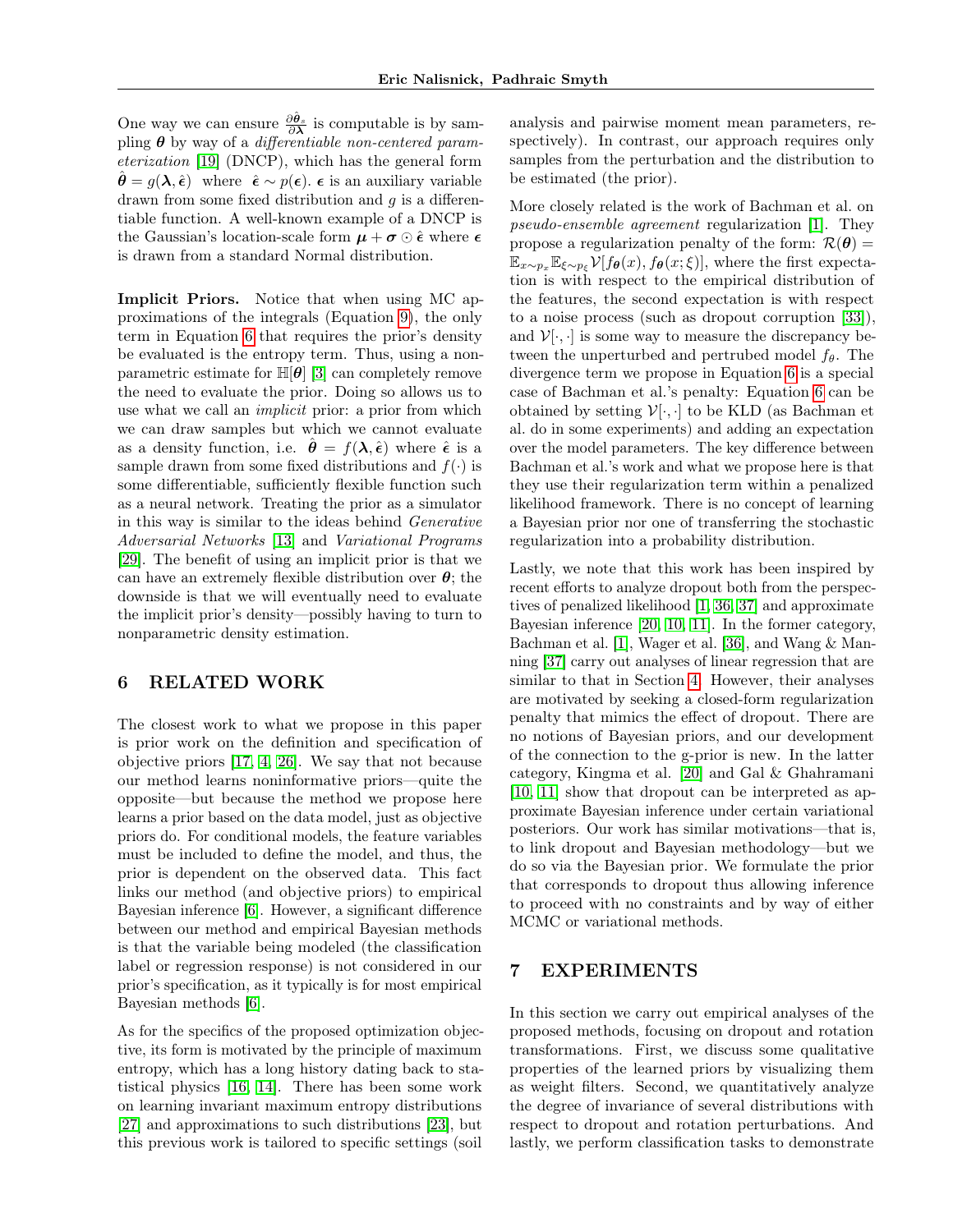One way we can ensure $\frac{\partial \hat{\boldsymbol{\theta}}_s}{\partial \boldsymbol{\lambda}}$ is computable is by sampling $\boldsymbol{\theta}$ by way of a *differentiable non-centered parameterization* [19] (DNCP), which has the general form $\hat{\boldsymbol{\theta}} = g(\boldsymbol{\lambda}, \hat{\boldsymbol{\epsilon}})$ where $\hat{\boldsymbol{\epsilon}} \sim p(\boldsymbol{\epsilon})$. $\boldsymbol{\epsilon}$ is an auxiliary variable drawn from some fixed distribution and $g$ is a differentiable function. A well-known example of a DNCP is the Gaussian's location-scale form $\boldsymbol{\mu} + \boldsymbol{\sigma} \odot \hat{\boldsymbol{\epsilon}}$ where $\boldsymbol{\epsilon}$ is drawn from a standard Normal distribution.

**Implicit Priors.** Notice that when using MC approximations of the integrals (Equation 9), the only term in Equation 6 that requires the prior's density be evaluated is the entropy term. Thus, using a nonparametric estimate for $\mathbb{H}[\boldsymbol{\theta}]$ [3] can completely remove the need to evaluate the prior. Doing so allows us to use what we call an *implicit* prior: a prior from which we can draw samples but which we cannot evaluate as a density function, i.e. $\hat{\boldsymbol{\theta}} = f(\boldsymbol{\lambda}, \hat{\boldsymbol{\epsilon}})$ where $\hat{\boldsymbol{\epsilon}}$ is a sample drawn from some fixed distributions and $f(\cdot)$ is some differentiable, sufficiently flexible function such as a neural network. Treating the prior as a simulator in this way is similar to the ideas behind *Generative Adversarial Networks* [13] and *Variational Programs* [29]. The benefit of using an implicit prior is that we can have an extremely flexible distribution over $\boldsymbol{\theta}$; the downside is that we will eventually need to evaluate the implicit prior's density—possibly having to turn to nonparametric density estimation.

## 6 RELATED WORK

The closest work to what we propose in this paper is prior work on the definition and specification of objective priors [17, 4, 26]. We say that not because our method learns noninformative priors—quite the opposite—but because the method we propose here learns a prior based on the data model, just as objective priors do. For conditional models, the feature variables must be included to define the model, and thus, the prior is dependent on the observed data. This fact links our method (and objective priors) to empirical Bayesian inference [6]. However, a significant difference between our method and empirical Bayesian methods is that the variable being modeled (the classification label or regression response) is not considered in our prior's specification, as it typically is for most empirical Bayesian methods [6].

As for the specifics of the proposed optimization objective, its form is motivated by the principle of maximum entropy, which has a long history dating back to statistical physics [16, 14]. There has been some work on learning invariant maximum entropy distributions [27] and approximations to such distributions [23], but this previous work is tailored to specific settings (soil analysis and pairwise moment mean parameters, respectively). In contrast, our approach requires only samples from the perturbation and the distribution to be estimated (the prior).

More closely related is the work of Bachman et al. on *pseudo-ensemble agreement* regularization [1]. They propose a regularization penalty of the form: $\mathcal{R}(\boldsymbol{\theta}) = \mathbb{E}_{x \sim p_x} \mathbb{E}_{\xi \sim p_\xi} \mathcal{V}[f_{\boldsymbol{\theta}}(x), f_{\boldsymbol{\theta}}(x; \xi)]$, where the first expectation is with respect to the empirical distribution of the features, the second expectation is with respect to a noise process (such as dropout corruption [33]), and $\mathcal{V}[\cdot, \cdot]$ is some way to measure the discrepancy between the unperturbed and pertrubed model $f_\theta$. The divergence term we propose in Equation 6 is a special case of Bachman et al.'s penalty: Equation 6 can be obtained by setting $\mathcal{V}[\cdot, \cdot]$ to be KLD (as Bachman et al. do in some experiments) and adding an expectation over the model parameters. The key difference between Bachman et al.'s work and what we propose here is that they use their regularization term within a penalized likelihood framework. There is no concept of learning a Bayesian prior nor one of transferring the stochastic regularization into a probability distribution.

Lastly, we note that this work has been inspired by recent efforts to analyze dropout both from the perspectives of penalized likelihood [1, 36, 37] and approximate Bayesian inference [20, 10, 11]. In the former category, Bachman et al. [1], Wager et al. [36], and Wang & Manning [37] carry out analyses of linear regression that are similar to that in Section 4. However, their analyses are motivated by seeking a closed-form regularization penalty that mimics the effect of dropout. There are no notions of Bayesian priors, and our development of the connection to the g-prior is new. In the latter category, Kingma et al. [20] and Gal & Ghahramani [10, 11] show that dropout can be interpreted as approximate Bayesian inference under certain variational posteriors. Our work has similar motivations—that is, to link dropout and Bayesian methodology—but we do so via the Bayesian prior. We formulate the prior that corresponds to dropout thus allowing inference to proceed with no constraints and by way of either MCMC or variational methods.

## 7 EXPERIMENTS

In this section we carry out empirical analyses of the proposed methods, focusing on dropout and rotation transformations. First, we discuss some qualitative properties of the learned priors by visualizing them as weight filters. Second, we quantitatively analyze the degree of invariance of several distributions with respect to dropout and rotation perturbations. And lastly, we perform classification tasks to demonstrate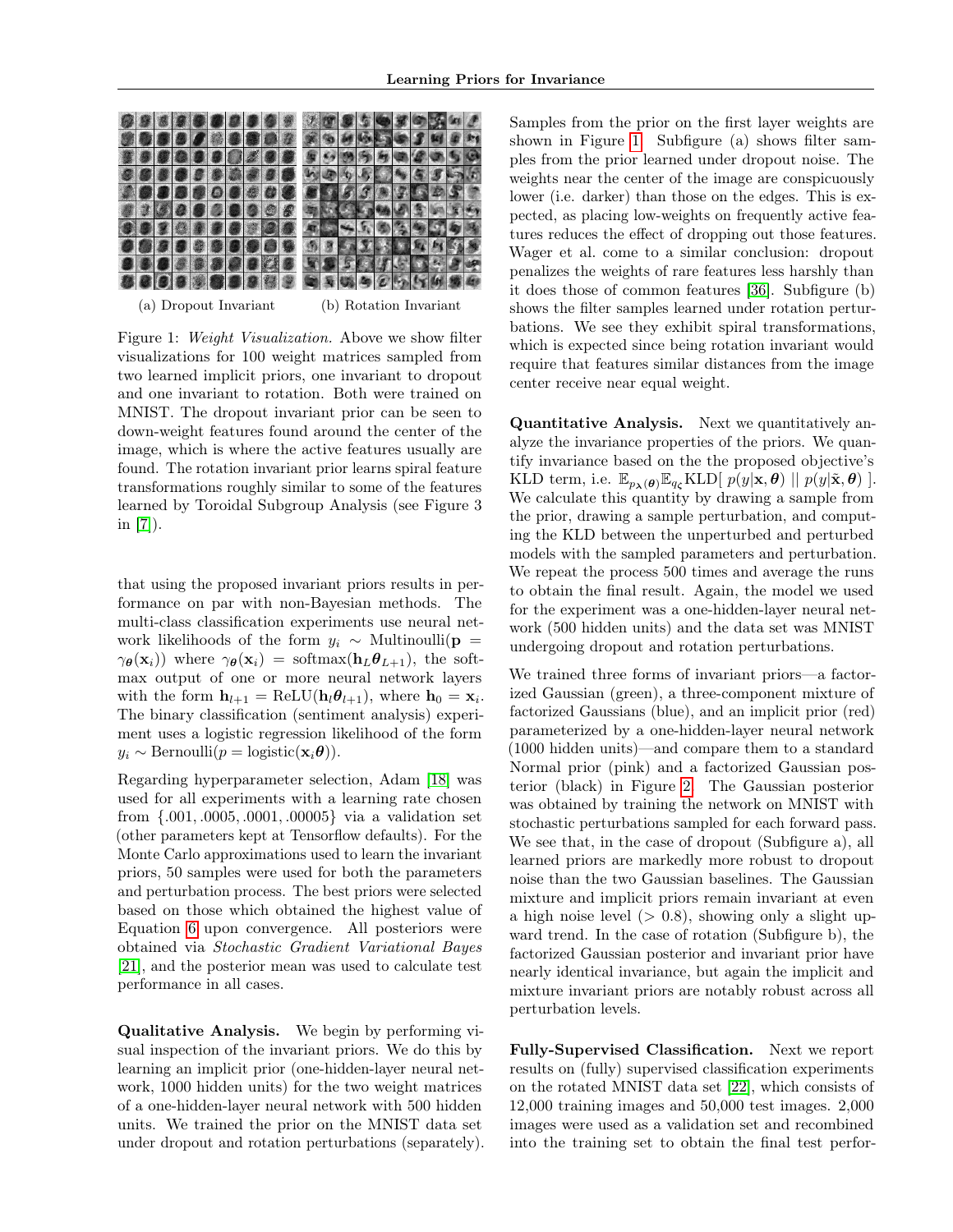(a) Dropout Invariant (b) Rotation Invariant

Figure 1: *Weight Visualization.* Above we show filter visualizations for 100 weight matrices sampled from two learned implicit priors, one invariant to dropout and one invariant to rotation. Both were trained on MNIST. The dropout invariant prior can be seen to down-weight features found around the center of the image, which is where the active features usually are found. The rotation invariant prior learns spiral feature transformations roughly similar to some of the features learned by Toroidal Subgroup Analysis (see Figure 3 in [7]).

that using the proposed invariant priors results in performance on par with non-Bayesian methods. The multi-class classification experiments use neural network likelihoods of the form $y_i \sim \text{Multinoulli}(\mathbf{p} = \gamma_{\boldsymbol{\theta}}(\mathbf{x}_i))$ where $\gamma_{\boldsymbol{\theta}}(\mathbf{x}_i) = \text{softmax}(\mathbf{h}_L \boldsymbol{\theta}_{L+1})$, the softmax output of one or more neural network layers with the form $\mathbf{h}_{l+1} = \text{ReLU}(\mathbf{h}_l \boldsymbol{\theta}_{l+1})$, where $\mathbf{h}_0 = \mathbf{x}_i$. The binary classification (sentiment analysis) experiment uses a logistic regression likelihood of the form $y_i \sim \text{Bernoulli}(p = \text{logistic}(\mathbf{x}_i \boldsymbol{\theta}))$.

Regarding hyperparameter selection, Adam [18] was used for all experiments with a learning rate chosen from $\{.001, .0005, .0001, .00005\}$ via a validation set (other parameters kept at Tensorflow defaults). For the Monte Carlo approximations used to learn the invariant priors, 50 samples were used for both the parameters and perturbation process. The best priors were selected based on those which obtained the highest value of Equation 6 upon convergence. All posteriors were obtained via *Stochastic Gradient Variational Bayes* [21], and the posterior mean was used to calculate test performance in all cases.

**Qualitative Analysis.** We begin by performing visual inspection of the invariant priors. We do this by learning an implicit prior (one-hidden-layer neural network, 1000 hidden units) for the two weight matrices of a one-hidden-layer neural network with 500 hidden units. We trained the prior on the MNIST data set under dropout and rotation perturbations (separately). Samples from the prior on the first layer weights are shown in Figure 1. Subfigure (a) shows filter samples from the prior learned under dropout noise. The weights near the center of the image are conspicuously lower (i.e. darker) than those on the edges. This is expected, as placing low-weights on frequently active features reduces the effect of dropping out those features. Wager et al. come to a similar conclusion: dropout penalizes the weights of rare features less harshly than it does those of common features [36]. Subfigure (b) shows the filter samples learned under rotation perturbations. We see they exhibit spiral transformations, which is expected since being rotation invariant would require that features similar distances from the image center receive near equal weight.

**Quantitative Analysis.** Next we quantitatively analyze the invariance properties of the priors. We quantify invariance based on the the proposed objective's KLD term, i.e. $\mathbb{E}_{p_{\boldsymbol{\lambda}}(\boldsymbol{\theta})}\mathbb{E}_{q_{\boldsymbol{\zeta}}}\text{KLD}[\ p(y|\mathbf{x}, \boldsymbol{\theta}) \ || \ p(y|\tilde{\mathbf{x}}, \boldsymbol{\theta})\ ]$. We calculate this quantity by drawing a sample from the prior, drawing a sample perturbation, and computing the KLD between the unperturbed and perturbed models with the sampled parameters and perturbation. We repeat the process 500 times and average the runs to obtain the final result. Again, the model we used for the experiment was a one-hidden-layer neural network (500 hidden units) and the data set was MNIST undergoing dropout and rotation perturbations.

We trained three forms of invariant priors—a factorized Gaussian (green), a three-component mixture of factorized Gaussians (blue), and an implicit prior (red) parameterized by a one-hidden-layer neural network (1000 hidden units)—and compare them to a standard Normal prior (pink) and a factorized Gaussian posterior (black) in Figure 2. The Gaussian posterior was obtained by training the network on MNIST with stochastic perturbations sampled for each forward pass. We see that, in the case of dropout (Subfigure a), all learned priors are markedly more robust to dropout noise than the two Gaussian baselines. The Gaussian mixture and implicit priors remain invariant at even a high noise level ($> 0.8$), showing only a slight upward trend. In the case of rotation (Subfigure b), the factorized Gaussian posterior and invariant prior have nearly identical invariance, but again the implicit and mixture invariant priors are notably robust across all perturbation levels.

**Fully-Supervised Classification.** Next we report results on (fully) supervised classification experiments on the rotated MNIST data set [22], which consists of 12,000 training images and 50,000 test images. 2,000 images were used as a validation set and recombined into the training set to obtain the final test perfor-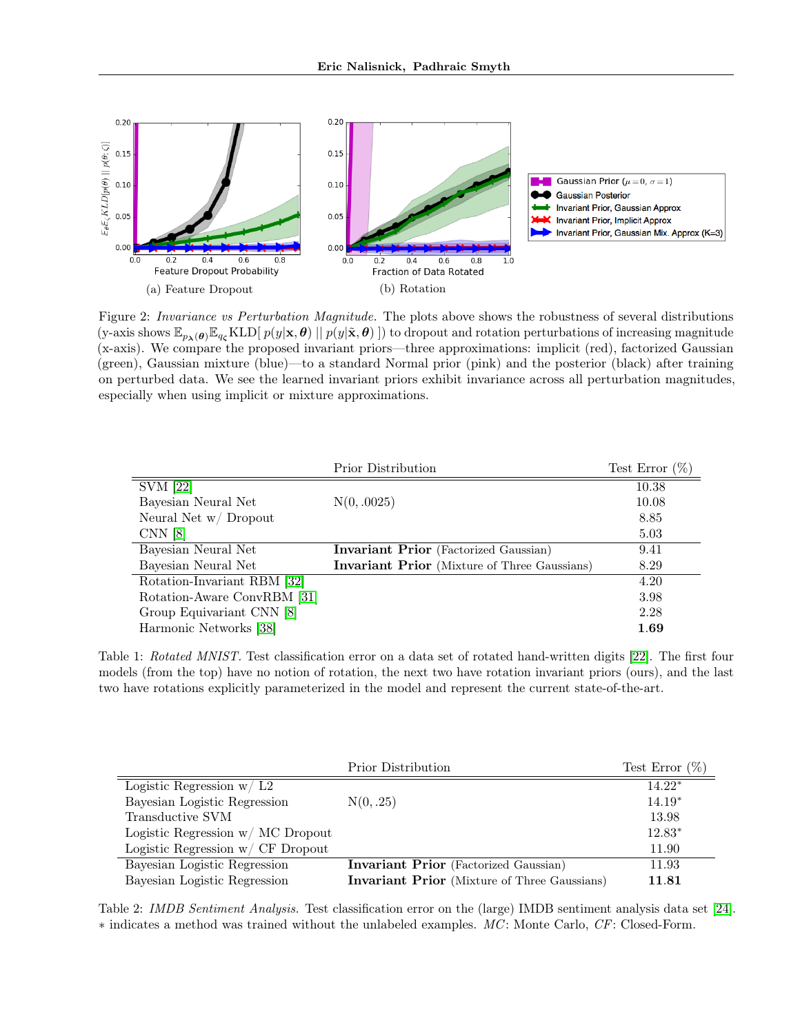(a) Feature Dropout

(b) Rotation

Figure 2: *Invariance vs Perturbation Magnitude.* The plots above shows the robustness of several distributions (y-axis shows $\mathbb{E}_{p_{\boldsymbol{\lambda}}(\boldsymbol{\theta})}\mathbb{E}_{q_{\varsigma}}\text{KLD}[\, p(y|\mathbf{x}, \boldsymbol{\theta}) \,||\, p(y|\tilde{\mathbf{x}}, \boldsymbol{\theta}) \,])$ to dropout and rotation perturbations of increasing magnitude (x-axis). We compare the proposed invariant priors—three approximations: implicit (red), factorized Gaussian (green), Gaussian mixture (blue)—to a standard Normal prior (pink) and the posterior (black) after training on perturbed data. We see the learned invariant priors exhibit invariance across all perturbation magnitudes, especially when using implicit or mixture approximations.

| | Prior Distribution | Test Error (%) |
|---|---|---|
| SVM [22] | | 10.38 |
| Bayesian Neural Net | N(0, .0025) | 10.08 |
| Neural Net w/ Dropout | | 8.85 |
| CNN [8] | | 5.03 |
| Bayesian Neural Net | **Invariant Prior** (Factorized Gaussian) | 9.41 |
| Bayesian Neural Net | **Invariant Prior** (Mixture of Three Gaussians) | 8.29 |
| Rotation-Invariant RBM [32] | | 4.20 |
| Rotation-Aware ConvRBM [31] | | 3.98 |
| Group Equivariant CNN [8] | | 2.28 |
| Harmonic Networks [38] | | **1.69** |

Table 1: *Rotated MNIST.* Test classification error on a data set of rotated hand-written digits [22]. The first four models (from the top) have no notion of rotation, the next two have rotation invariant priors (ours), and the last two have rotations explicitly parameterized in the model and represent the current state-of-the-art.

| | Prior Distribution | Test Error (%) |
|---|---|---|
| Logistic Regression w/ L2 | | 14.22* |
| Bayesian Logistic Regression | N(0, .25) | 14.19* |
| Transductive SVM | | 13.98 |
| Logistic Regression w/ MC Dropout | | 12.83* |
| Logistic Regression w/ CF Dropout | | 11.90 |
| Bayesian Logistic Regression | **Invariant Prior** (Factorized Gaussian) | 11.93 |
| Bayesian Logistic Regression | **Invariant Prior** (Mixture of Three Gaussians) | **11.81** |

Table 2: *IMDB Sentiment Analysis.* Test classification error on the (large) IMDB sentiment analysis data set [24]. * indicates a method was trained without the unlabeled examples. *MC*: Monte Carlo, *CF*: Closed-Form.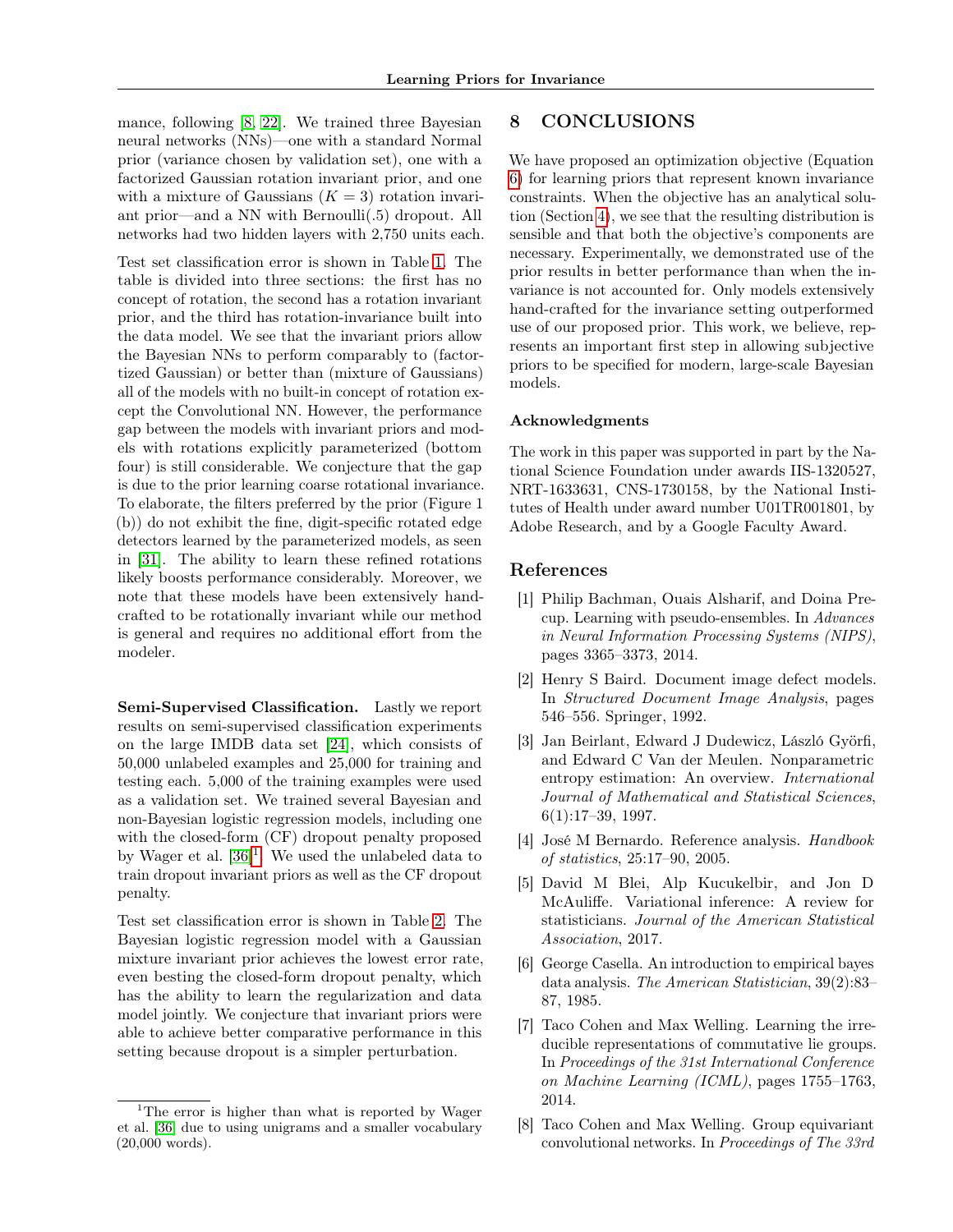mance, following [8, 22]. We trained three Bayesian neural networks (NNs)—one with a standard Normal prior (variance chosen by validation set), one with a factorized Gaussian rotation invariant prior, and one with a mixture of Gaussians ($K = 3$) rotation invariant prior—and a NN with Bernoulli(.5) dropout. All networks had two hidden layers with 2,750 units each.

Test set classification error is shown in Table 1. The table is divided into three sections: the first has no concept of rotation, the second has a rotation invariant prior, and the third has rotation-invariance built into the data model. We see that the invariant priors allow the Bayesian NNs to perform comparably to (factortized Gaussian) or better than (mixture of Gaussians) all of the models with no built-in concept of rotation except the Convolutional NN. However, the performance gap between the models with invariant priors and models with rotations explicitly parameterized (bottom four) is still considerable. We conjecture that the gap is due to the prior learning coarse rotational invariance. To elaborate, the filters preferred by the prior (Figure 1 (b)) do not exhibit the fine, digit-specific rotated edge detectors learned by the parameterized models, as seen in [31]. The ability to learn these refined rotations likely boosts performance considerably. Moreover, we note that these models have been extensively hand-crafted to be rotationally invariant while our method is general and requires no additional effort from the modeler.

**Semi-Supervised Classification.** Lastly we report results on semi-supervised classification experiments on the large IMDB data set [24], which consists of 50,000 unlabeled examples and 25,000 for training and testing each. 5,000 of the training examples were used as a validation set. We trained several Bayesian and non-Bayesian logistic regression models, including one with the closed-form (CF) dropout penalty proposed by Wager et al. [36][1]. We used the unlabeled data to train dropout invariant priors as well as the CF dropout penalty.

Test set classification error is shown in Table 2. The Bayesian logistic regression model with a Gaussian mixture invariant prior achieves the lowest error rate, even besting the closed-form dropout penalty, which has the ability to learn the regularization and data model jointly. We conjecture that invariant priors were able to achieve better comparative performance in this setting because dropout is a simpler perturbation.

[1] The error is higher than what is reported by Wager et al. [36] due to using unigrams and a smaller vocabulary (20,000 words).

# 8 CONCLUSIONS

We have proposed an optimization objective (Equation 6) for learning priors that represent known invariance constraints. When the objective has an analytical solution (Section 4), we see that the resulting distribution is sensible and that both the objective's components are necessary. Experimentally, we demonstrated use of the prior results in better performance than when the invariance is not accounted for. Only models extensively hand-crafted for the invariance setting outperformed use of our proposed prior. This work, we believe, represents an important first step in allowing subjective priors to be specified for modern, large-scale Bayesian models.

### Acknowledgments

The work in this paper was supported in part by the National Science Foundation under awards IIS-1320527, NRT-1633631, CNS-1730158, by the National Institutes of Health under award number U01TR001801, by Adobe Research, and by a Google Faculty Award.

## References

[1] Philip Bachman, Ouais Alsharif, and Doina Precup. Learning with pseudo-ensembles. In *Advances in Neural Information Processing Systems (NIPS)*, pages 3365–3373, 2014.

[2] Henry S Baird. Document image defect models. In *Structured Document Image Analysis*, pages 546–556. Springer, 1992.

[3] Jan Beirlant, Edward J Dudewicz, László Györfi, and Edward C Van der Meulen. Nonparametric entropy estimation: An overview. *International Journal of Mathematical and Statistical Sciences*, 6(1):17–39, 1997.

[4] José M Bernardo. Reference analysis. *Handbook of statistics*, 25:17–90, 2005.

[5] David M Blei, Alp Kucukelbir, and Jon D McAuliffe. Variational inference: A review for statisticians. *Journal of the American Statistical Association*, 2017.

[6] George Casella. An introduction to empirical bayes data analysis. *The American Statistician*, 39(2):83–87, 1985.

[7] Taco Cohen and Max Welling. Learning the irreducible representations of commutative lie groups. In *Proceedings of the 31st International Conference on Machine Learning (ICML)*, pages 1755–1763, 2014.

[8] Taco Cohen and Max Welling. Group equivariant convolutional networks. In *Proceedings of The 33rd*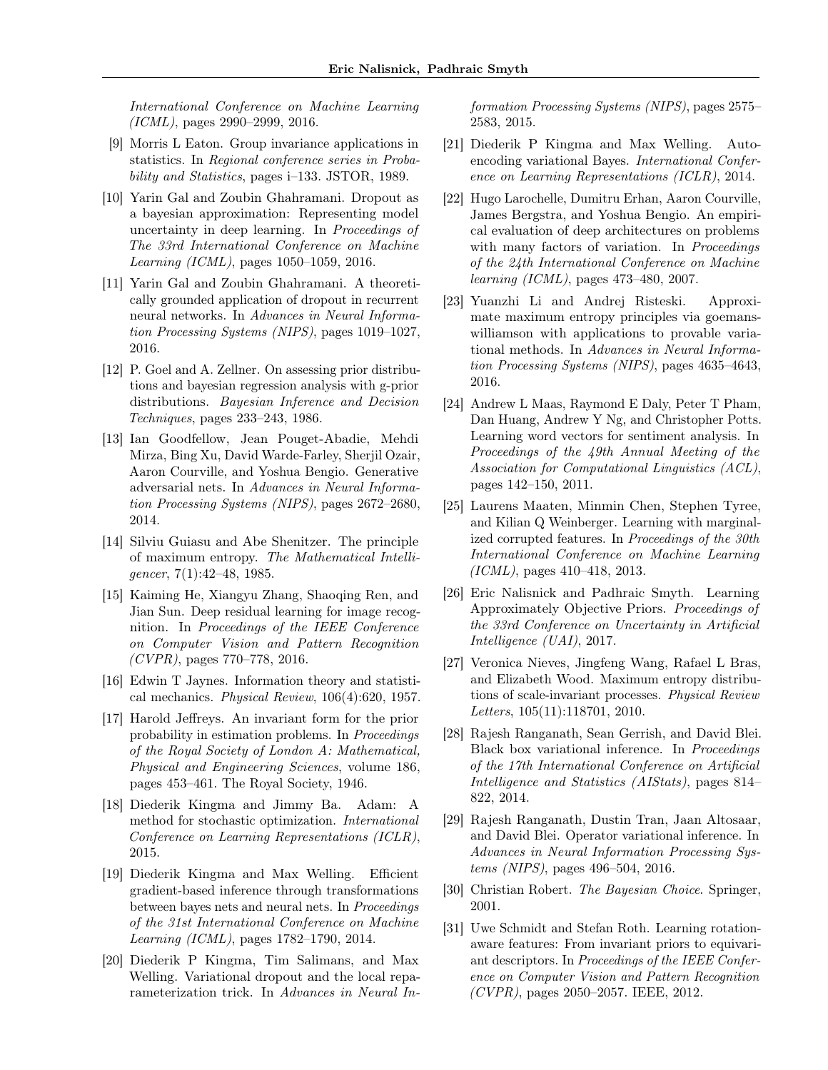International Conference on Machine Learning (ICML)*, pages 2990–2999, 2016.

[9] Morris L Eaton. Group invariance applications in statistics. In *Regional conference series in Probability and Statistics*, pages i–133. JSTOR, 1989.

[10] Yarin Gal and Zoubin Ghahramani. Dropout as a bayesian approximation: Representing model uncertainty in deep learning. In *Proceedings of The 33rd International Conference on Machine Learning (ICML)*, pages 1050–1059, 2016.

[11] Yarin Gal and Zoubin Ghahramani. A theoretically grounded application of dropout in recurrent neural networks. In *Advances in Neural Information Processing Systems (NIPS)*, pages 1019–1027, 2016.

[12] P. Goel and A. Zellner. On assessing prior distributions and bayesian regression analysis with g-prior distributions. *Bayesian Inference and Decision Techniques*, pages 233–243, 1986.

[13] Ian Goodfellow, Jean Pouget-Abadie, Mehdi Mirza, Bing Xu, David Warde-Farley, Sherjil Ozair, Aaron Courville, and Yoshua Bengio. Generative adversarial nets. In *Advances in Neural Information Processing Systems (NIPS)*, pages 2672–2680, 2014.

[14] Silviu Guiasu and Abe Shenitzer. The principle of maximum entropy. *The Mathematical Intelligencer*, 7(1):42–48, 1985.

[15] Kaiming He, Xiangyu Zhang, Shaoqing Ren, and Jian Sun. Deep residual learning for image recognition. In *Proceedings of the IEEE Conference on Computer Vision and Pattern Recognition (CVPR)*, pages 770–778, 2016.

[16] Edwin T Jaynes. Information theory and statistical mechanics. *Physical Review*, 106(4):620, 1957.

[17] Harold Jeffreys. An invariant form for the prior probability in estimation problems. In *Proceedings of the Royal Society of London A: Mathematical, Physical and Engineering Sciences*, volume 186, pages 453–461. The Royal Society, 1946.

[18] Diederik Kingma and Jimmy Ba. Adam: A method for stochastic optimization. *International Conference on Learning Representations (ICLR)*, 2015.

[19] Diederik Kingma and Max Welling. Efficient gradient-based inference through transformations between bayes nets and neural nets. In *Proceedings of the 31st International Conference on Machine Learning (ICML)*, pages 1782–1790, 2014.

[20] Diederik P Kingma, Tim Salimans, and Max Welling. Variational dropout and the local reparameterization trick. In *Advances in Neural Information Processing Systems (NIPS)*, pages 2575–2583, 2015.

[21] Diederik P Kingma and Max Welling. Auto-encoding variational Bayes. *International Conference on Learning Representations (ICLR)*, 2014.

[22] Hugo Larochelle, Dumitru Erhan, Aaron Courville, James Bergstra, and Yoshua Bengio. An empirical evaluation of deep architectures on problems with many factors of variation. In *Proceedings of the 24th International Conference on Machine learning (ICML)*, pages 473–480, 2007.

[23] Yuanzhi Li and Andrej Risteski. Approximate maximum entropy principles via goemans-williamson with applications to provable variational methods. In *Advances in Neural Information Processing Systems (NIPS)*, pages 4635–4643, 2016.

[24] Andrew L Maas, Raymond E Daly, Peter T Pham, Dan Huang, Andrew Y Ng, and Christopher Potts. Learning word vectors for sentiment analysis. In *Proceedings of the 49th Annual Meeting of the Association for Computational Linguistics (ACL)*, pages 142–150, 2011.

[25] Laurens Maaten, Minmin Chen, Stephen Tyree, and Kilian Q Weinberger. Learning with marginalized corrupted features. In *Proceedings of the 30th International Conference on Machine Learning (ICML)*, pages 410–418, 2013.

[26] Eric Nalisnick and Padhraic Smyth. Learning Approximately Objective Priors. *Proceedings of the 33rd Conference on Uncertainty in Artificial Intelligence (UAI)*, 2017.

[27] Veronica Nieves, Jingfeng Wang, Rafael L Bras, and Elizabeth Wood. Maximum entropy distributions of scale-invariant processes. *Physical Review Letters*, 105(11):118701, 2010.

[28] Rajesh Ranganath, Sean Gerrish, and David Blei. Black box variational inference. In *Proceedings of the 17th International Conference on Artificial Intelligence and Statistics (AIStats)*, pages 814–822, 2014.

[29] Rajesh Ranganath, Dustin Tran, Jaan Altosaar, and David Blei. Operator variational inference. In *Advances in Neural Information Processing Systems (NIPS)*, pages 496–504, 2016.

[30] Christian Robert. *The Bayesian Choice*. Springer, 2001.

[31] Uwe Schmidt and Stefan Roth. Learning rotation-aware features: From invariant priors to equivariant descriptors. In *Proceedings of the IEEE Conference on Computer Vision and Pattern Recognition (CVPR)*, pages 2050–2057. IEEE, 2012.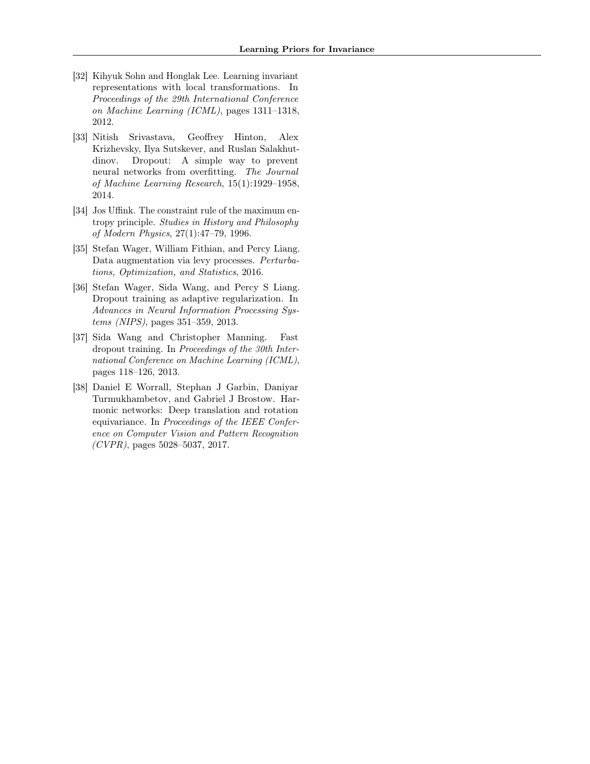[32] Kihyuk Sohn and Honglak Lee. Learning invariant representations with local transformations. In *Proceedings of the 29th International Conference on Machine Learning (ICML)*, pages 1311–1318, 2012.

[33] Nitish Srivastava, Geoffrey Hinton, Alex Krizhevsky, Ilya Sutskever, and Ruslan Salakhutdinov. Dropout: A simple way to prevent neural networks from overfitting. *The Journal of Machine Learning Research*, 15(1):1929–1958, 2014.

[34] Jos Uffink. The constraint rule of the maximum entropy principle. *Studies in History and Philosophy of Modern Physics*, 27(1):47–79, 1996.

[35] Stefan Wager, William Fithian, and Percy Liang. Data augmentation via levy processes. *Perturbations, Optimization, and Statistics*, 2016.

[36] Stefan Wager, Sida Wang, and Percy S Liang. Dropout training as adaptive regularization. In *Advances in Neural Information Processing Systems (NIPS)*, pages 351–359, 2013.

[37] Sida Wang and Christopher Manning. Fast dropout training. In *Proceedings of the 30th International Conference on Machine Learning (ICML)*, pages 118–126, 2013.

[38] Daniel E Worrall, Stephan J Garbin, Daniyar Turmukhambetov, and Gabriel J Brostow. Harmonic networks: Deep translation and rotation equivariance. In *Proceedings of the IEEE Conference on Computer Vision and Pattern Recognition (CVPR)*, pages 5028–5037, 2017.